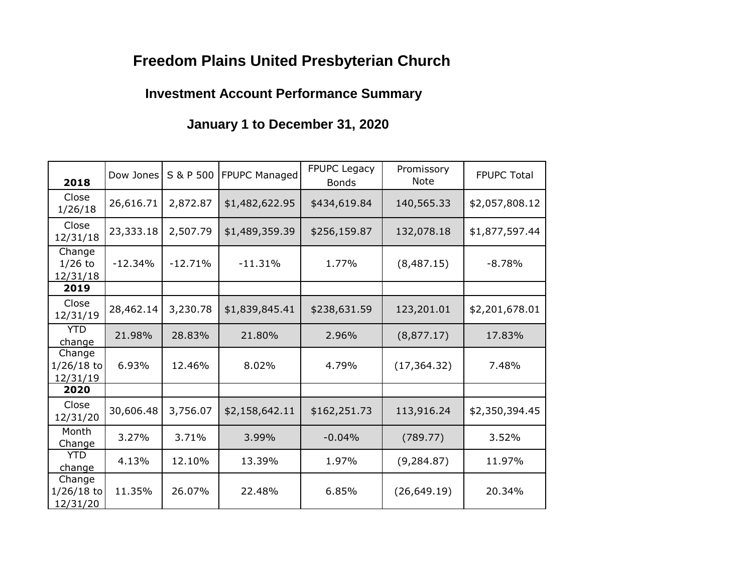# Freedom Plains United Presbyterian Church

## Investment Account Performance Summary

## January 1 to December 31, 2020

| 2018 | Dow Jones | S & P 500 | FPUPC Managed | FPUPC Legacy Bonds | Promissory Note | FPUPC Total |
|---|---|---|---|---|---|---|
| Close 1/26/18 | 26,616.71 | 2,872.87 | $1,482,622.95 | $434,619.84 | 140,565.33 | $2,057,808.12 |
| Close 12/31/18 | 23,333.18 | 2,507.79 | $1,489,359.39 | $256,159.87 | 132,078.18 | $1,877,597.44 |
| Change 1/26 to 12/31/18 | -12.34% | -12.71% | -11.31% | 1.77% | (8,487.15) | -8.78% |
| **2019** | | | | | | |
| Close 12/31/19 | 28,462.14 | 3,230.78 | $1,839,845.41 | $238,631.59 | 123,201.01 | $2,201,678.01 |
| YTD change | 21.98% | 28.83% | 21.80% | 2.96% | (8,877.17) | 17.83% |
| Change 1/26/18 to 12/31/19 | 6.93% | 12.46% | 8.02% | 4.79% | (17,364.32) | 7.48% |
| **2020** | | | | | | |
| Close 12/31/20 | 30,606.48 | 3,756.07 | $2,158,642.11 | $162,251.73 | 113,916.24 | $2,350,394.45 |
| Month Change | 3.27% | 3.71% | 3.99% | -0.04% | (789.77) | 3.52% |
| YTD change | 4.13% | 12.10% | 13.39% | 1.97% | (9,284.87) | 11.97% |
| Change 1/26/18 to 12/31/20 | 11.35% | 26.07% | 22.48% | 6.85% | (26,649.19) | 20.34% |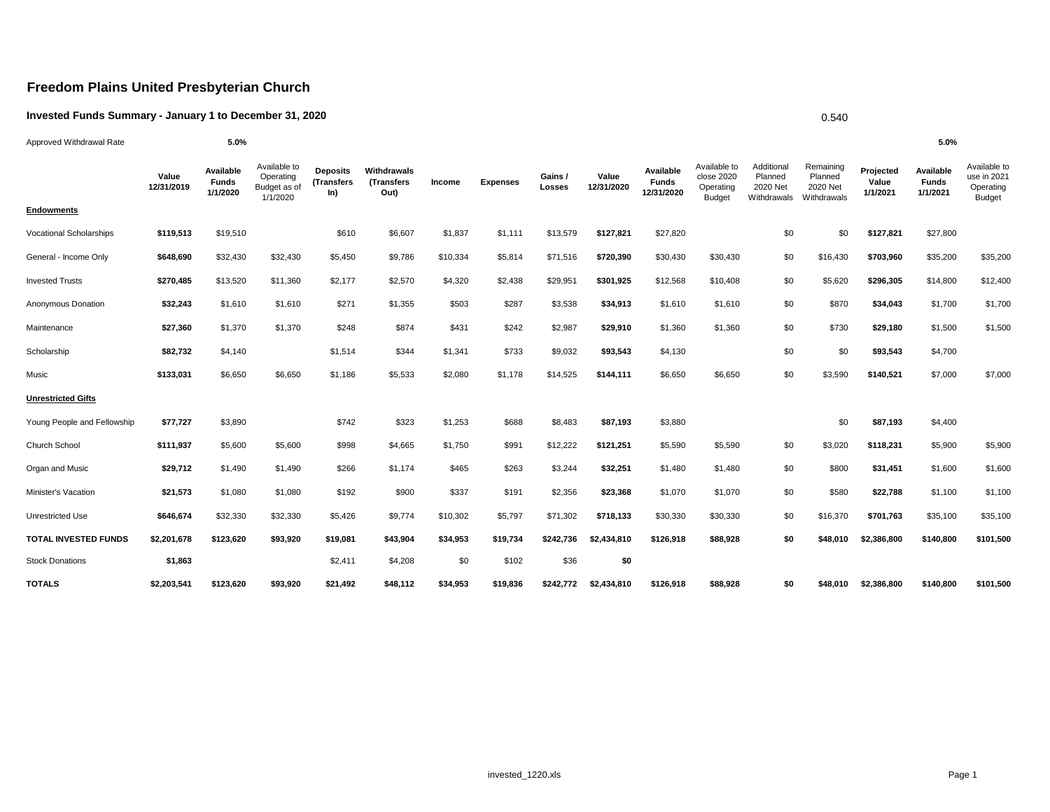# Freedom Plains United Presbyterian Church

## Invested Funds Summary - January 1 to December 31, 2020

0.540

Approved Withdrawal Rate **5.0%**

| | Value 12/31/2019 | Available Funds 1/1/2020 | Available to Operating Budget as of 1/1/2020 | Deposits (Transfers In) | Withdrawals (Transfers Out) | Income | Expenses | Gains / Losses | Value 12/31/2020 | Available Funds 12/31/2020 | Available to close 2020 Operating Budget | Additional Planned 2020 Net Withdrawals | Remaining Planned 2020 Net Withdrawals | Projected Value 1/1/2021 | Available Funds 1/1/2021 | Available to use in 2021 Operating Budget |
|---|---|---|---|---|---|---|---|---|---|---|---|---|---|---|---|---|
| | | | | | | | | | | | | | | | **5.0%** | |
| **Endowments** | | | | | | | | | | | | | | | | |
| Vocational Scholarships | **$119,513** | $19,510 | | $610 | $6,607 | $1,837 | $1,111 | $13,579 | **$127,821** | $27,820 | | $0 | $0 | **$127,821** | $27,800 | |
| General - Income Only | **$648,690** | $32,430 | $32,430 | $5,450 | $9,786 | $10,334 | $5,814 | $71,516 | **$720,390** | $30,430 | $30,430 | $0 | $16,430 | **$703,960** | $35,200 | $35,200 |
| Invested Trusts | **$270,485** | $13,520 | $11,360 | $2,177 | $2,570 | $4,320 | $2,438 | $29,951 | **$301,925** | $12,568 | $10,408 | $0 | $5,620 | **$296,305** | $14,800 | $12,400 |
| Anonymous Donation | **$32,243** | $1,610 | $1,610 | $271 | $1,355 | $503 | $287 | $3,538 | **$34,913** | $1,610 | $1,610 | $0 | $870 | **$34,043** | $1,700 | $1,700 |
| Maintenance | **$27,360** | $1,370 | $1,370 | $248 | $874 | $431 | $242 | $2,987 | **$29,910** | $1,360 | $1,360 | $0 | $730 | **$29,180** | $1,500 | $1,500 |
| Scholarship | **$82,732** | $4,140 | | $1,514 | $344 | $1,341 | $733 | $9,032 | **$93,543** | $4,130 | | $0 | $0 | **$93,543** | $4,700 | |
| Music | **$133,031** | $6,650 | $6,650 | $1,186 | $5,533 | $2,080 | $1,178 | $14,525 | **$144,111** | $6,650 | $6,650 | $0 | $3,590 | **$140,521** | $7,000 | $7,000 |
| **Unrestricted Gifts** | | | | | | | | | | | | | | | | |
| Young People and Fellowship | **$77,727** | $3,890 | | $742 | $323 | $1,253 | $688 | $8,483 | **$87,193** | $3,880 | | | $0 | **$87,193** | $4,400 | |
| Church School | **$111,937** | $5,600 | $5,600 | $998 | $4,665 | $1,750 | $991 | $12,222 | **$121,251** | $5,590 | $5,590 | $0 | $3,020 | **$118,231** | $5,900 | $5,900 |
| Organ and Music | **$29,712** | $1,490 | $1,490 | $266 | $1,174 | $465 | $263 | $3,244 | **$32,251** | $1,480 | $1,480 | $0 | $800 | **$31,451** | $1,600 | $1,600 |
| Minister's Vacation | **$21,573** | $1,080 | $1,080 | $192 | $900 | $337 | $191 | $2,356 | **$23,368** | $1,070 | $1,070 | $0 | $580 | **$22,788** | $1,100 | $1,100 |
| Unrestricted Use | **$646,674** | $32,330 | $32,330 | $5,426 | $9,774 | $10,302 | $5,797 | $71,302 | **$718,133** | $30,330 | $30,330 | $0 | $16,370 | **$701,763** | $35,100 | $35,100 |
| **TOTAL INVESTED FUNDS** | **$2,201,678** | **$123,620** | **$93,920** | **$19,081** | **$43,904** | **$34,953** | **$19,734** | **$242,736** | **$2,434,810** | **$126,918** | **$88,928** | **$0** | **$48,010** | **$2,386,800** | **$140,800** | **$101,500** |
| Stock Donations | **$1,863** | | | $2,411 | $4,208 | $0 | $102 | $36 | **$0** | | | | | | | |
| **TOTALS** | **$2,203,541** | **$123,620** | **$93,920** | **$21,492** | **$48,112** | **$34,953** | **$19,836** | **$242,772** | **$2,434,810** | **$126,918** | **$88,928** | **$0** | **$48,010** | **$2,386,800** | **$140,800** | **$101,500** |

invested_1220.xls